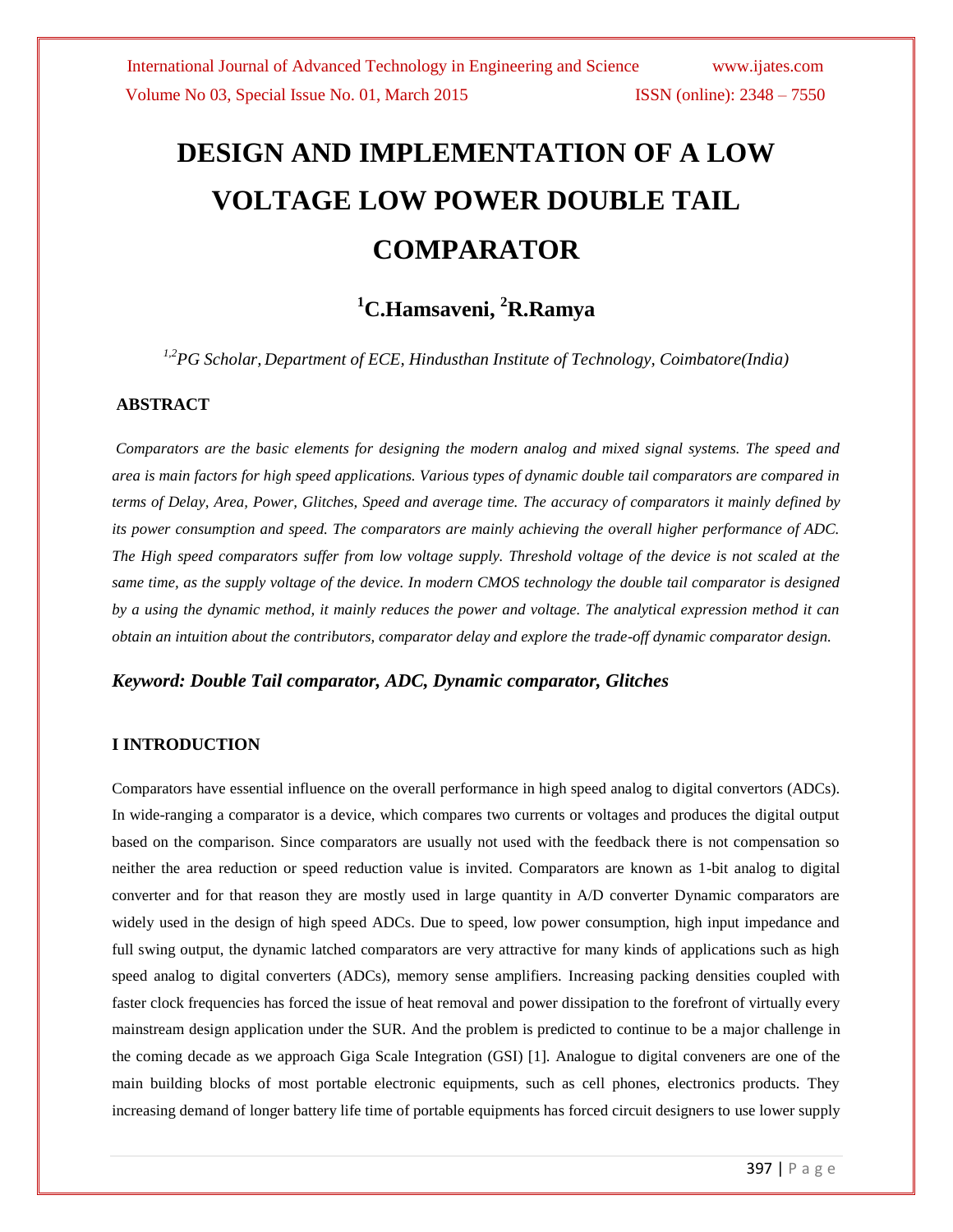# DESIGN AND IMPLEMENTATION OF A LOW VOLTAGE LOW POWER DOUBLE TAIL COMPARATOR

## [1]C.Hamsaveni, [2]R.Ramya

*[1,2]PG Scholar, Department of ECE, Hindusthan Institute of Technology, Coimbatore(India)*

### ABSTRACT

*Comparators are the basic elements for designing the modern analog and mixed signal systems. The speed and area is main factors for high speed applications. Various types of dynamic double tail comparators are compared in terms of Delay, Area, Power, Glitches, Speed and average time. The accuracy of comparators it mainly defined by its power consumption and speed. The comparators are mainly achieving the overall higher performance of ADC. The High speed comparators suffer from low voltage supply. Threshold voltage of the device is not scaled at the same time, as the supply voltage of the device. In modern CMOS technology the double tail comparator is designed by a using the dynamic method, it mainly reduces the power and voltage. The analytical expression method it can obtain an intuition about the contributors, comparator delay and explore the trade-off dynamic comparator design.*

***Keyword: Double Tail comparator, ADC, Dynamic comparator, Glitches***

### I INTRODUCTION

Comparators have essential influence on the overall performance in high speed analog to digital convertors (ADCs). In wide-ranging a comparator is a device, which compares two currents or voltages and produces the digital output based on the comparison. Since comparators are usually not used with the feedback there is not compensation so neither the area reduction or speed reduction value is invited. Comparators are known as 1-bit analog to digital converter and for that reason they are mostly used in large quantity in A/D converter Dynamic comparators are widely used in the design of high speed ADCs. Due to speed, low power consumption, high input impedance and full swing output, the dynamic latched comparators are very attractive for many kinds of applications such as high speed analog to digital converters (ADCs), memory sense amplifiers. Increasing packing densities coupled with faster clock frequencies has forced the issue of heat removal and power dissipation to the forefront of virtually every mainstream design application under the SUR. And the problem is predicted to continue to be a major challenge in the coming decade as we approach Giga Scale Integration (GSI) [1]. Analogue to digital conveners are one of the main building blocks of most portable electronic equipments, such as cell phones, electronics products. They increasing demand of longer battery life time of portable equipments has forced circuit designers to use lower supply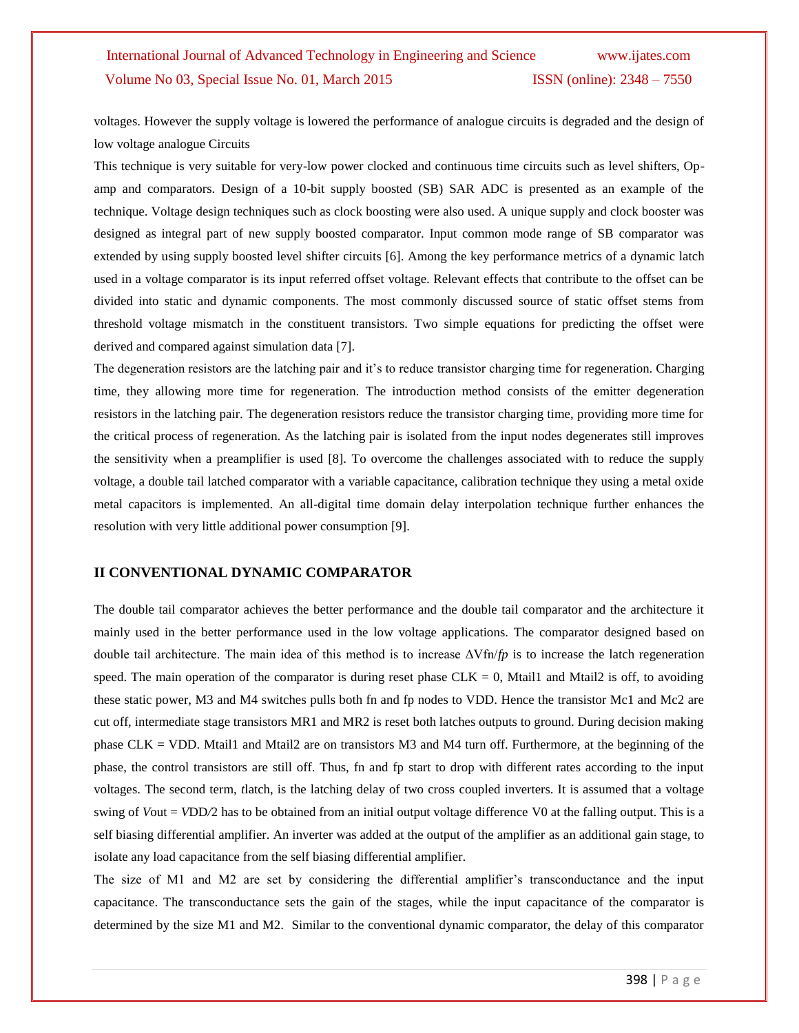voltages. However the supply voltage is lowered the performance of analogue circuits is degraded and the design of low voltage analogue Circuits

This technique is very suitable for very-low power clocked and continuous time circuits such as level shifters, Op-amp and comparators. Design of a 10-bit supply boosted (SB) SAR ADC is presented as an example of the technique. Voltage design techniques such as clock boosting were also used. A unique supply and clock booster was designed as integral part of new supply boosted comparator. Input common mode range of SB comparator was extended by using supply boosted level shifter circuits [6]. Among the key performance metrics of a dynamic latch used in a voltage comparator is its input referred offset voltage. Relevant effects that contribute to the offset can be divided into static and dynamic components. The most commonly discussed source of static offset stems from threshold voltage mismatch in the constituent transistors. Two simple equations for predicting the offset were derived and compared against simulation data [7].

The degeneration resistors are the latching pair and it's to reduce transistor charging time for regeneration. Charging time, they allowing more time for regeneration. The introduction method consists of the emitter degeneration resistors in the latching pair. The degeneration resistors reduce the transistor charging time, providing more time for the critical process of regeneration. As the latching pair is isolated from the input nodes degenerates still improves the sensitivity when a preamplifier is used [8]. To overcome the challenges associated with to reduce the supply voltage, a double tail latched comparator with a variable capacitance, calibration technique they using a metal oxide metal capacitors is implemented. An all-digital time domain delay interpolation technique further enhances the resolution with very little additional power consumption [9].

## II CONVENTIONAL DYNAMIC COMPARATOR

The double tail comparator achieves the better performance and the double tail comparator and the architecture it mainly used in the better performance used in the low voltage applications. The comparator designed based on double tail architecture. The main idea of this method is to increase $\Delta V_{fn}/f_p$ is to increase the latch regeneration speed. The main operation of the comparator is during reset phase CLK = 0, Mtail1 and Mtail2 is off, to avoiding these static power, M3 and M4 switches pulls both fn and fp nodes to VDD. Hence the transistor Mc1 and Mc2 are cut off, intermediate stage transistors MR1 and MR2 is reset both latches outputs to ground. During decision making phase CLK = VDD. Mtail1 and Mtail2 are on transistors M3 and M4 turn off. Furthermore, at the beginning of the phase, the control transistors are still off. Thus, fn and fp start to drop with different rates according to the input voltages. The second term, $t_{latch}$, is the latching delay of two cross coupled inverters. It is assumed that a voltage swing of $V_{out} = V_{DD}/2$ has to be obtained from an initial output voltage difference V0 at the falling output. This is a self biasing differential amplifier. An inverter was added at the output of the amplifier as an additional gain stage, to isolate any load capacitance from the self biasing differential amplifier.

The size of M1 and M2 are set by considering the differential amplifier's transconductance and the input capacitance. The transconductance sets the gain of the stages, while the input capacitance of the comparator is determined by the size M1 and M2. Similar to the conventional dynamic comparator, the delay of this comparator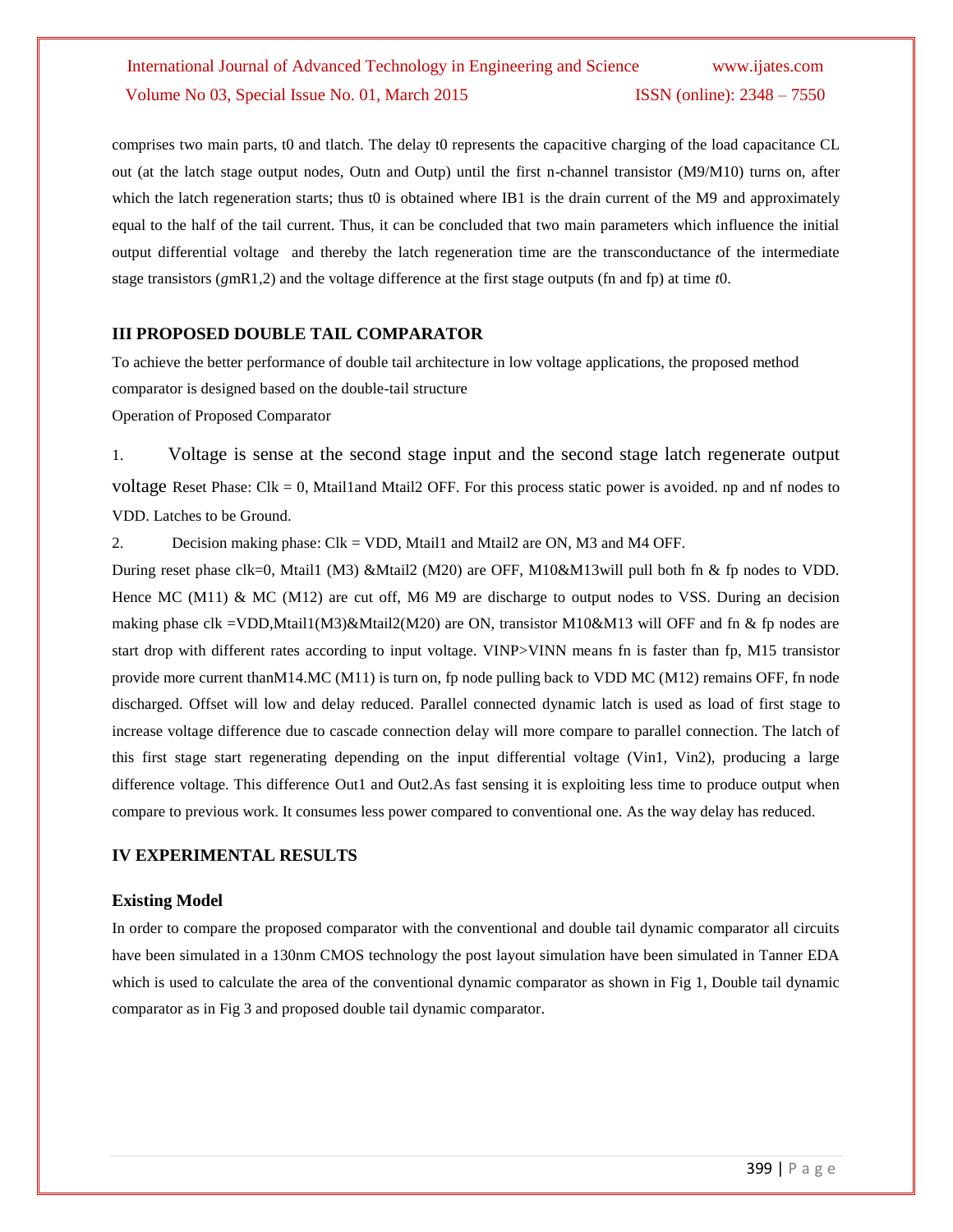comprises two main parts, t0 and tlatch. The delay t0 represents the capacitive charging of the load capacitance CL out (at the latch stage output nodes, Outn and Outp) until the first n-channel transistor (M9/M10) turns on, after which the latch regeneration starts; thus t0 is obtained where IB1 is the drain current of the M9 and approximately equal to the half of the tail current. Thus, it can be concluded that two main parameters which influence the initial output differential voltage and thereby the latch regeneration time are the transconductance of the intermediate stage transistors (*g*mR1,2) and the voltage difference at the first stage outputs (fn and fp) at time *t*0.

## III PROPOSED DOUBLE TAIL COMPARATOR

To achieve the better performance of double tail architecture in low voltage applications, the proposed method comparator is designed based on the double-tail structure

Operation of Proposed Comparator

1. Voltage is sense at the second stage input and the second stage latch regenerate output voltage Reset Phase: Clk = 0, Mtail1and Mtail2 OFF. For this process static power is avoided. np and nf nodes to VDD. Latches to be Ground.
2. Decision making phase: Clk = VDD, Mtail1 and Mtail2 are ON, M3 and M4 OFF.

During reset phase clk=0, Mtail1 (M3) &Mtail2 (M20) are OFF, M10&M13will pull both fn & fp nodes to VDD. Hence MC (M11) & MC (M12) are cut off, M6 M9 are discharge to output nodes to VSS. During an decision making phase clk =VDD,Mtail1(M3)&Mtail2(M20) are ON, transistor M10&M13 will OFF and fn & fp nodes are start drop with different rates according to input voltage. VINP>VINN means fn is faster than fp, M15 transistor provide more current thanM14.MC (M11) is turn on, fp node pulling back to VDD MC (M12) remains OFF, fn node discharged. Offset will low and delay reduced. Parallel connected dynamic latch is used as load of first stage to increase voltage difference due to cascade connection delay will more compare to parallel connection. The latch of this first stage start regenerating depending on the input differential voltage (Vin1, Vin2), producing a large difference voltage. This difference Out1 and Out2.As fast sensing it is exploiting less time to produce output when compare to previous work. It consumes less power compared to conventional one. As the way delay has reduced.

## IV EXPERIMENTAL RESULTS

### Existing Model

In order to compare the proposed comparator with the conventional and double tail dynamic comparator all circuits have been simulated in a 130nm CMOS technology the post layout simulation have been simulated in Tanner EDA which is used to calculate the area of the conventional dynamic comparator as shown in Fig 1, Double tail dynamic comparator as in Fig 3 and proposed double tail dynamic comparator.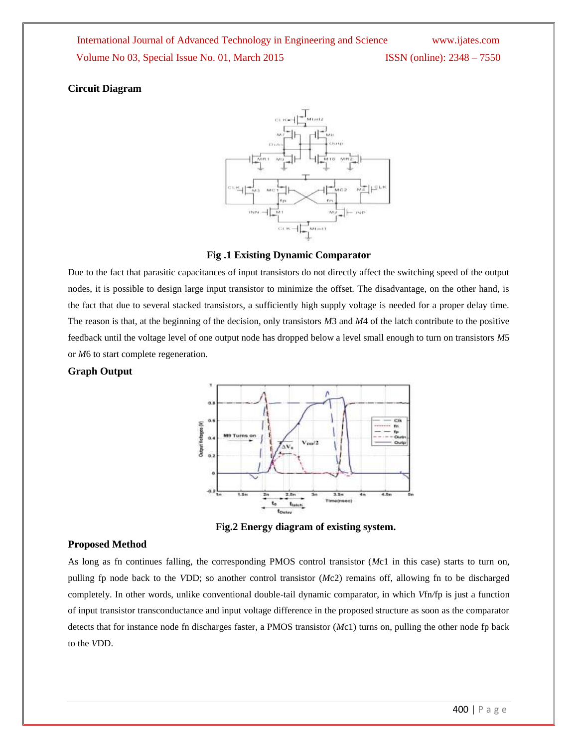**Circuit Diagram**

**Fig .1 Existing Dynamic Comparator**

Due to the fact that parasitic capacitances of input transistors do not directly affect the switching speed of the output nodes, it is possible to design large input transistor to minimize the offset. The disadvantage, on the other hand, is the fact that due to several stacked transistors, a sufficiently high supply voltage is needed for a proper delay time. The reason is that, at the beginning of the decision, only transistors *M*3 and *M*4 of the latch contribute to the positive feedback until the voltage level of one output node has dropped below a level small enough to turn on transistors *M*5 or *M*6 to start complete regeneration.

**Graph Output**

**Fig.2 Energy diagram of existing system.**

**Proposed Method**

As long as fn continues falling, the corresponding PMOS control transistor (*M*c1 in this case) starts to turn on, pulling fp node back to the *V*DD; so another control transistor (*M*c2) remains off, allowing fn to be discharged completely. In other words, unlike conventional double-tail dynamic comparator, in which *V*fn/fp is just a function of input transistor transconductance and input voltage difference in the proposed structure as soon as the comparator detects that for instance node fn discharges faster, a PMOS transistor (*M*c1) turns on, pulling the other node fp back to the *V*DD.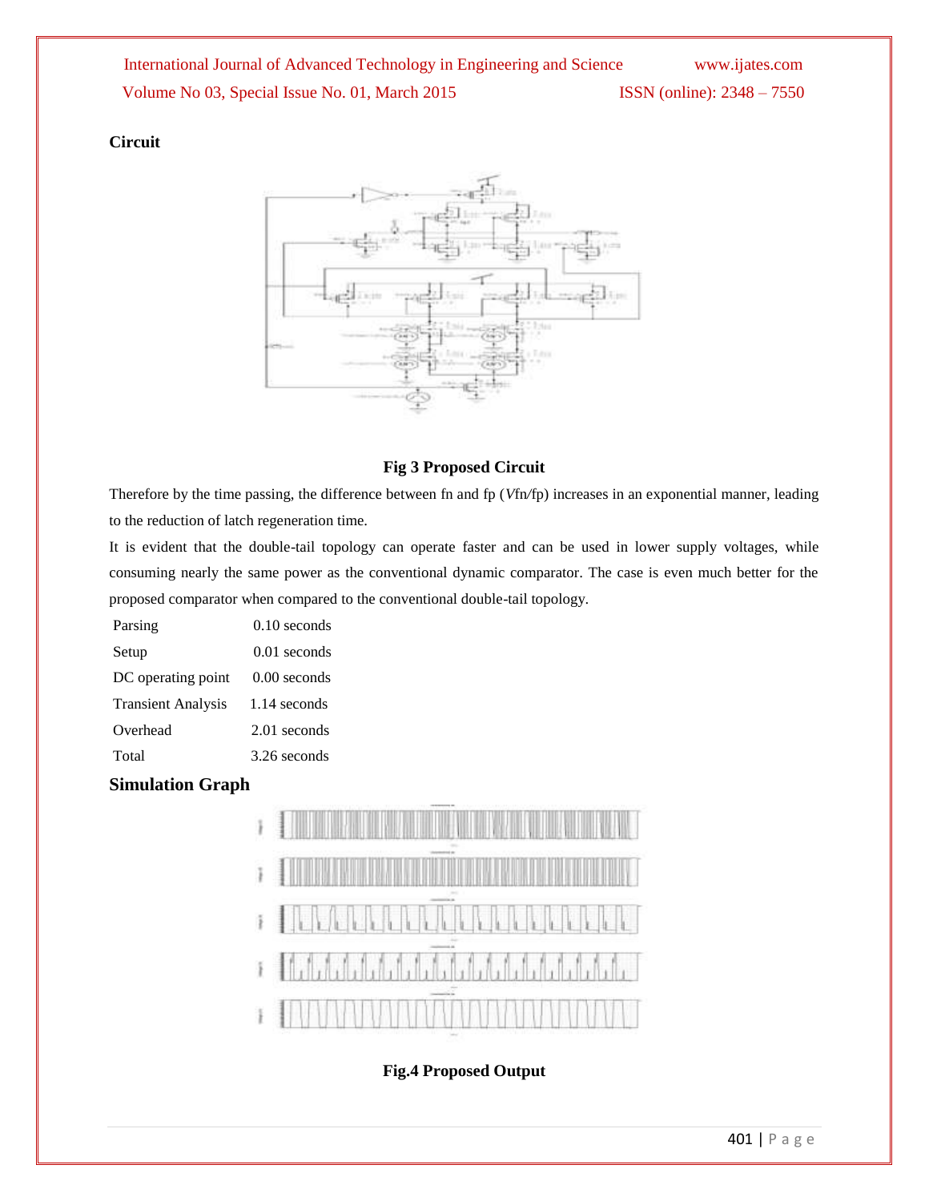**Circuit**

**Fig 3 Proposed Circuit**

Therefore by the time passing, the difference between fn and fp (*V*fn/fp) increases in an exponential manner, leading to the reduction of latch regeneration time.

It is evident that the double-tail topology can operate faster and can be used in lower supply voltages, while consuming nearly the same power as the conventional dynamic comparator. The case is even much better for the proposed comparator when compared to the conventional double-tail topology.

| | |
|---|---|
| Parsing | 0.10 seconds |
| Setup | 0.01 seconds |
| DC operating point | 0.00 seconds |
| Transient Analysis | 1.14 seconds |
| Overhead | 2.01 seconds |
| Total | 3.26 seconds |

## Simulation Graph

**Fig.4 Proposed Output**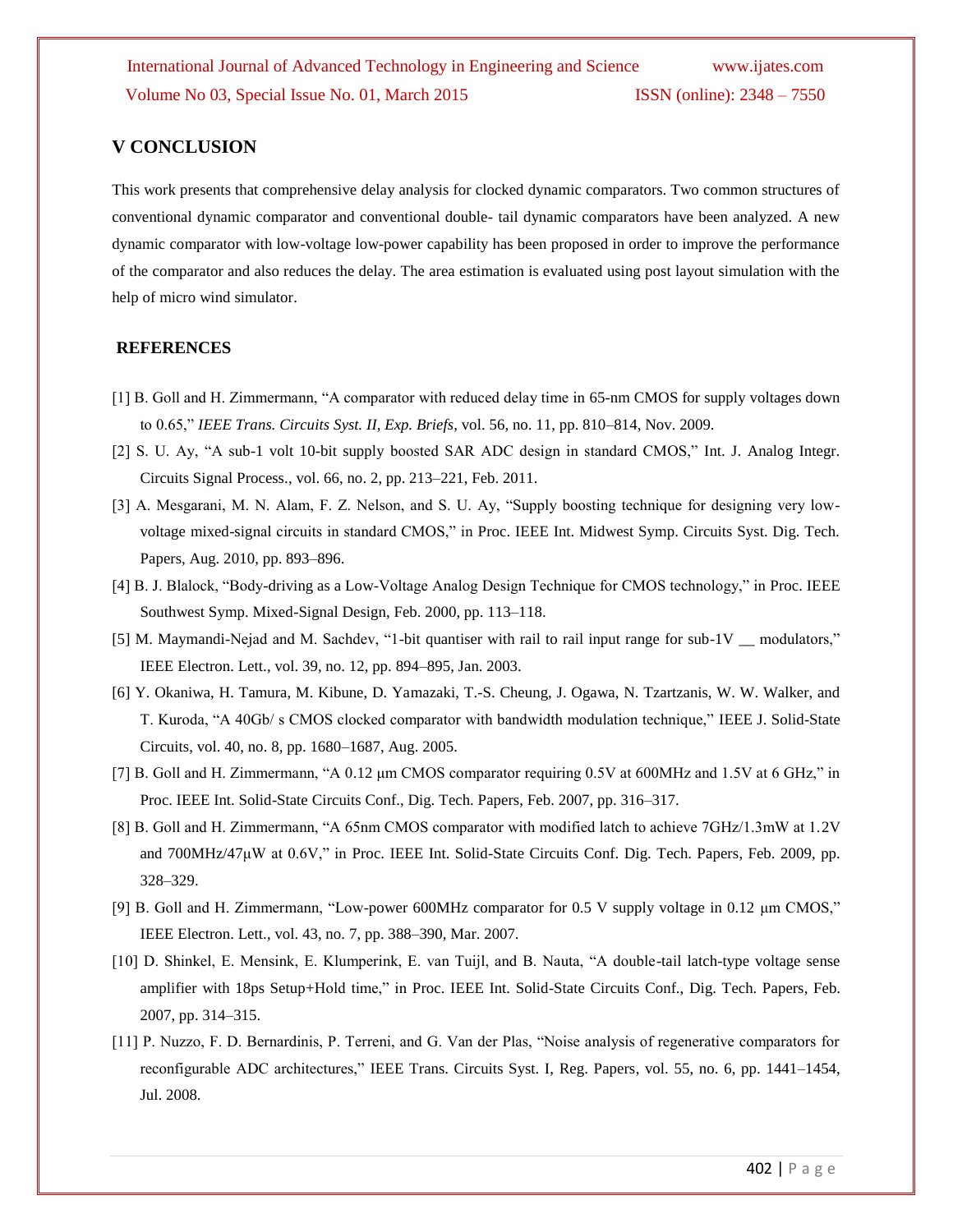## V CONCLUSION

This work presents that comprehensive delay analysis for clocked dynamic comparators. Two common structures of conventional dynamic comparator and conventional double- tail dynamic comparators have been analyzed. A new dynamic comparator with low-voltage low-power capability has been proposed in order to improve the performance of the comparator and also reduces the delay. The area estimation is evaluated using post layout simulation with the help of micro wind simulator.

## REFERENCES

[1] B. Goll and H. Zimmermann, "A comparator with reduced delay time in 65-nm CMOS for supply voltages down to 0.65," *IEEE Trans. Circuits Syst. II, Exp. Briefs*, vol. 56, no. 11, pp. 810–814, Nov. 2009.

[2] S. U. Ay, "A sub-1 volt 10-bit supply boosted SAR ADC design in standard CMOS," Int. J. Analog Integr. Circuits Signal Process., vol. 66, no. 2, pp. 213–221, Feb. 2011.

[3] A. Mesgarani, M. N. Alam, F. Z. Nelson, and S. U. Ay, "Supply boosting technique for designing very low-voltage mixed-signal circuits in standard CMOS," in Proc. IEEE Int. Midwest Symp. Circuits Syst. Dig. Tech. Papers, Aug. 2010, pp. 893–896.

[4] B. J. Blalock, "Body-driving as a Low-Voltage Analog Design Technique for CMOS technology," in Proc. IEEE Southwest Symp. Mixed-Signal Design, Feb. 2000, pp. 113–118.

[5] M. Maymandi-Nejad and M. Sachdev, "1-bit quantiser with rail to rail input range for sub-1V __ modulators," IEEE Electron. Lett., vol. 39, no. 12, pp. 894–895, Jan. 2003.

[6] Y. Okaniwa, H. Tamura, M. Kibune, D. Yamazaki, T.-S. Cheung, J. Ogawa, N. Tzartzanis, W. W. Walker, and T. Kuroda, "A 40Gb/ s CMOS clocked comparator with bandwidth modulation technique," IEEE J. Solid-State Circuits, vol. 40, no. 8, pp. 1680–1687, Aug. 2005.

[7] B. Goll and H. Zimmermann, "A 0.12 μm CMOS comparator requiring 0.5V at 600MHz and 1.5V at 6 GHz," in Proc. IEEE Int. Solid-State Circuits Conf., Dig. Tech. Papers, Feb. 2007, pp. 316–317.

[8] B. Goll and H. Zimmermann, "A 65nm CMOS comparator with modified latch to achieve 7GHz/1.3mW at 1.2V and 700MHz/47μW at 0.6V," in Proc. IEEE Int. Solid-State Circuits Conf. Dig. Tech. Papers, Feb. 2009, pp. 328–329.

[9] B. Goll and H. Zimmermann, "Low-power 600MHz comparator for 0.5 V supply voltage in 0.12 μm CMOS," IEEE Electron. Lett., vol. 43, no. 7, pp. 388–390, Mar. 2007.

[10] D. Shinkel, E. Mensink, E. Klumperink, E. van Tuijl, and B. Nauta, "A double-tail latch-type voltage sense amplifier with 18ps Setup+Hold time," in Proc. IEEE Int. Solid-State Circuits Conf., Dig. Tech. Papers, Feb. 2007, pp. 314–315.

[11] P. Nuzzo, F. D. Bernardinis, P. Terreni, and G. Van der Plas, "Noise analysis of regenerative comparators for reconfigurable ADC architectures," IEEE Trans. Circuits Syst. I, Reg. Papers, vol. 55, no. 6, pp. 1441–1454, Jul. 2008.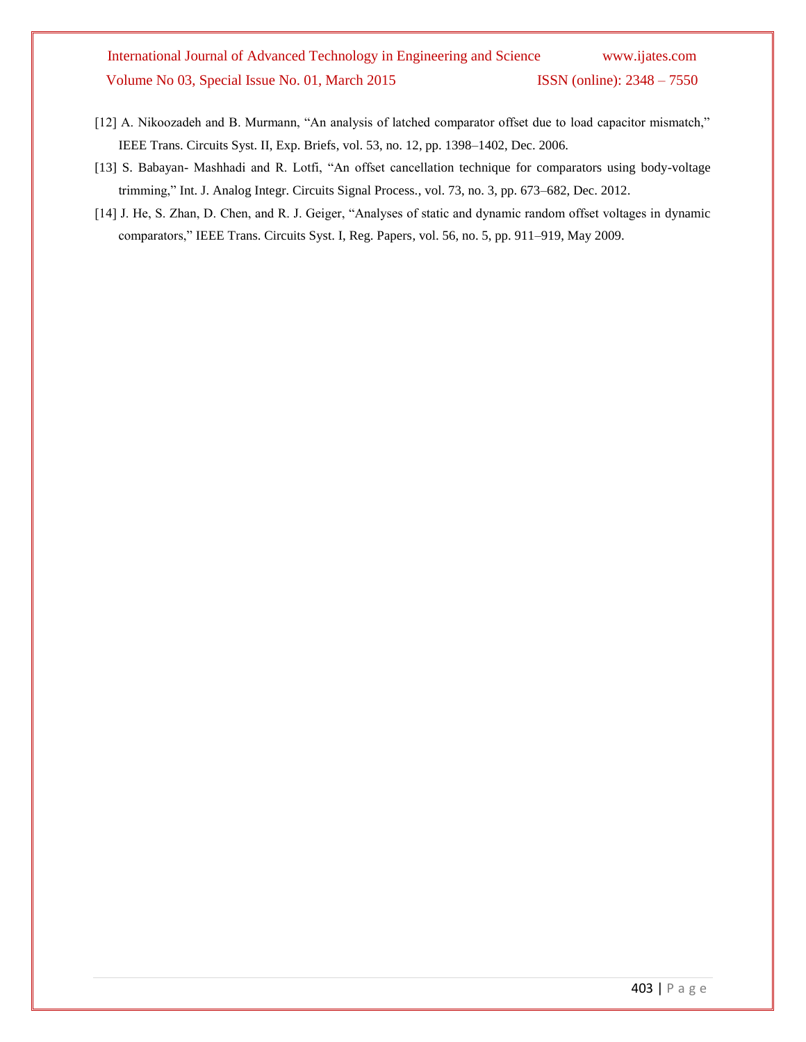[12] A. Nikoozadeh and B. Murmann, "An analysis of latched comparator offset due to load capacitor mismatch," IEEE Trans. Circuits Syst. II, Exp. Briefs, vol. 53, no. 12, pp. 1398–1402, Dec. 2006.

[13] S. Babayan- Mashhadi and R. Lotfi, "An offset cancellation technique for comparators using body-voltage trimming," Int. J. Analog Integr. Circuits Signal Process., vol. 73, no. 3, pp. 673–682, Dec. 2012.

[14] J. He, S. Zhan, D. Chen, and R. J. Geiger, "Analyses of static and dynamic random offset voltages in dynamic comparators," IEEE Trans. Circuits Syst. I, Reg. Papers, vol. 56, no. 5, pp. 911–919, May 2009.